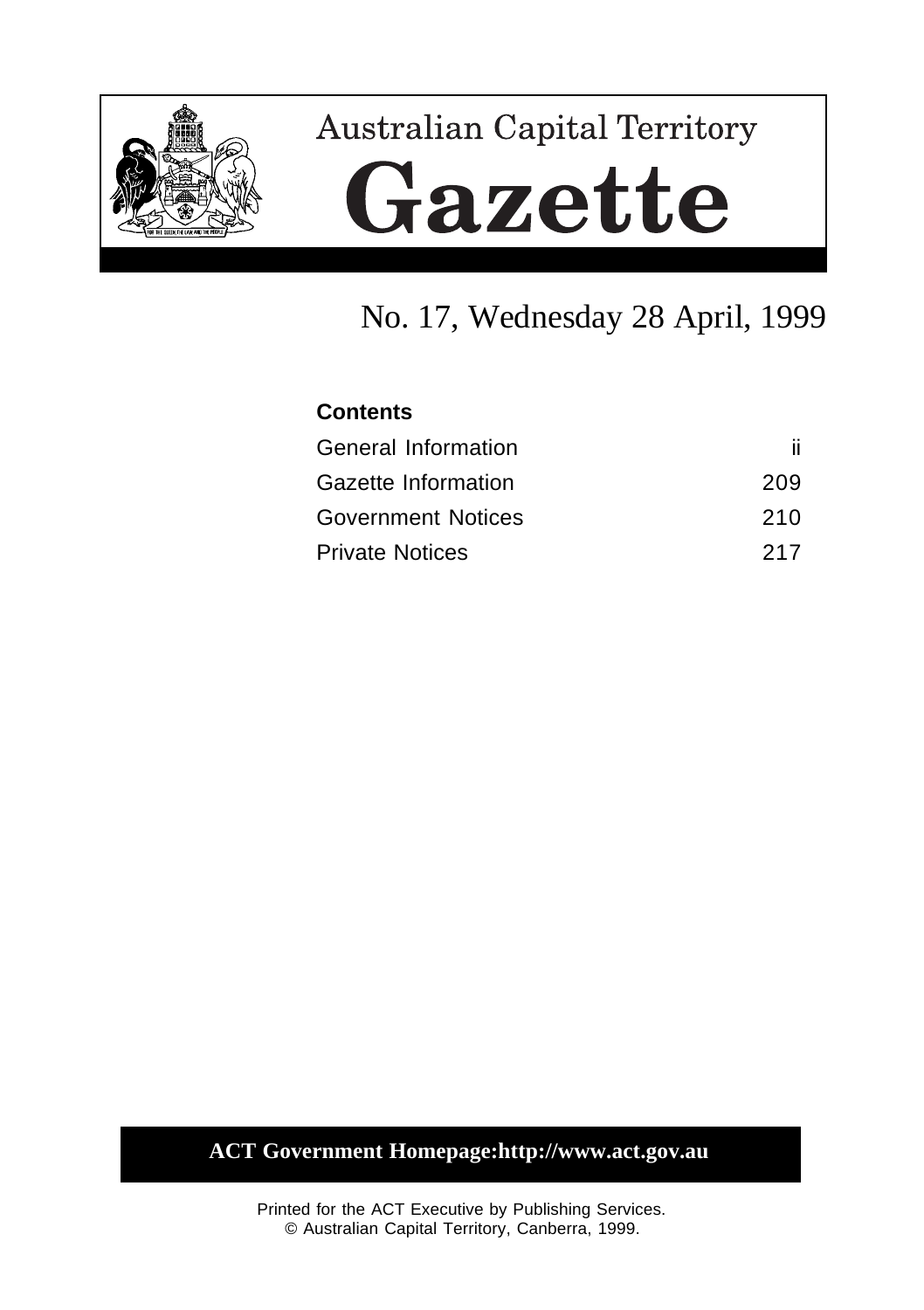# Australian Capital Territory

# Gazette

## No. 17, Wednesday 28 April, 1999

**Contents**

| | |
|---|---|
| General Information | ii |
| Gazette Information | 209 |
| Government Notices | 210 |
| Private Notices | 217 |

**ACT Government Homepage:http://www.act.gov.au**

Printed for the ACT Executive by Publishing Services.
© Australian Capital Territory, Canberra, 1999.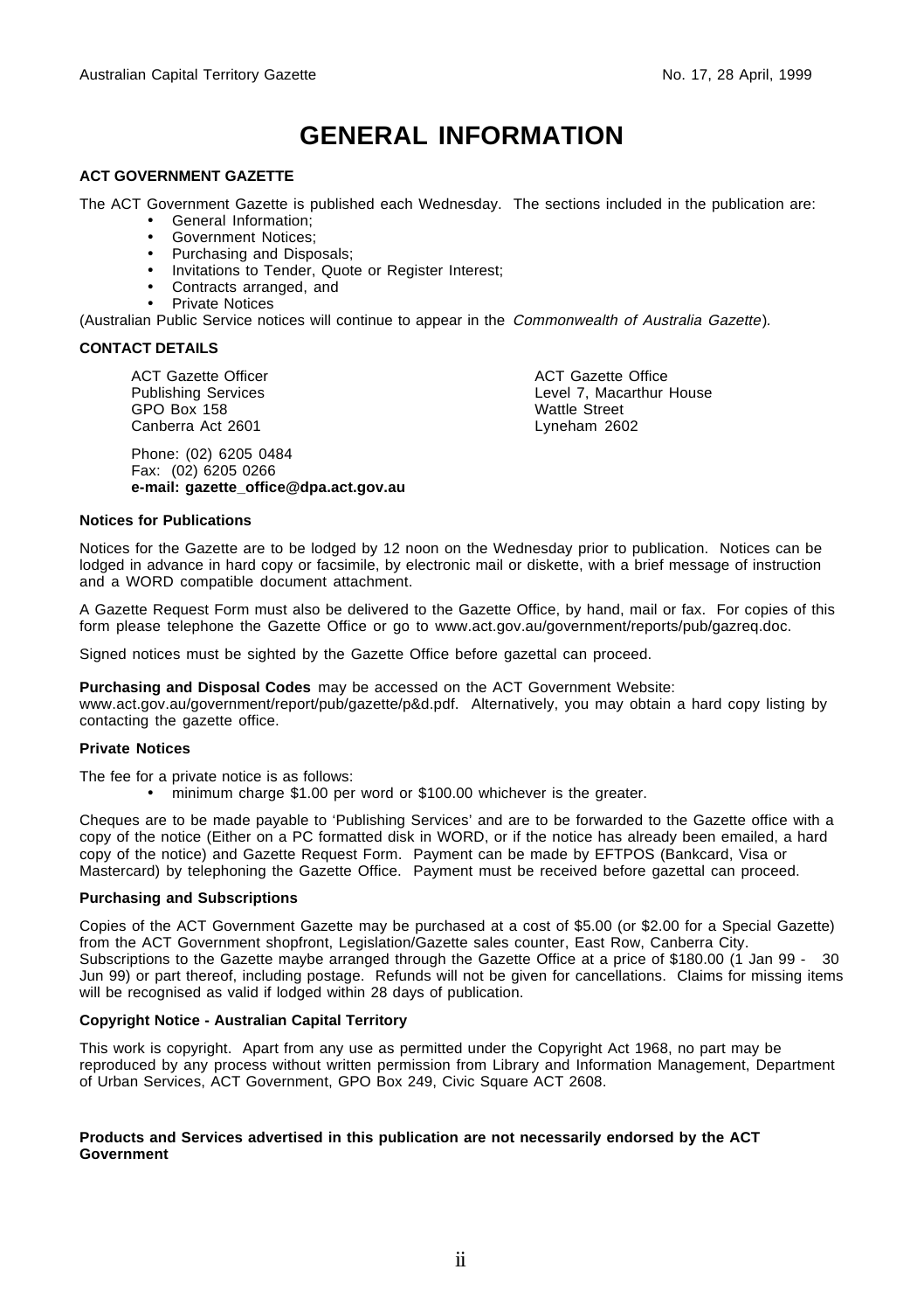# GENERAL INFORMATION

**ACT GOVERNMENT GAZETTE**

The ACT Government Gazette is published each Wednesday. The sections included in the publication are:

- General Information;
- Government Notices;
- Purchasing and Disposals;
- Invitations to Tender, Quote or Register Interest;
- Contracts arranged, and
- Private Notices

(Australian Public Service notices will continue to appear in the *Commonwealth of Australia Gazette*).

**CONTACT DETAILS**

ACT Gazette Officer
Publishing Services
GPO Box 158
Canberra Act 2601

ACT Gazette Office
Level 7, Macarthur House
Wattle Street
Lyneham 2602

Phone: (02) 6205 0484
Fax: (02) 6205 0266
**e-mail: gazette_office@dpa.act.gov.au**

**Notices for Publications**

Notices for the Gazette are to be lodged by 12 noon on the Wednesday prior to publication. Notices can be lodged in advance in hard copy or facsimile, by electronic mail or diskette, with a brief message of instruction and a WORD compatible document attachment.

A Gazette Request Form must also be delivered to the Gazette Office, by hand, mail or fax. For copies of this form please telephone the Gazette Office or go to www.act.gov.au/government/reports/pub/gazreq.doc.

Signed notices must be sighted by the Gazette Office before gazettal can proceed.

**Purchasing and Disposal Codes** may be accessed on the ACT Government Website: www.act.gov.au/government/report/pub/gazette/p&d.pdf. Alternatively, you may obtain a hard copy listing by contacting the gazette office.

**Private Notices**

The fee for a private notice is as follows:

- minimum charge $1.00 per word or $100.00 whichever is the greater.

Cheques are to be made payable to 'Publishing Services' and are to be forwarded to the Gazette office with a copy of the notice (Either on a PC formatted disk in WORD, or if the notice has already been emailed, a hard copy of the notice) and Gazette Request Form. Payment can be made by EFTPOS (Bankcard, Visa or Mastercard) by telephoning the Gazette Office. Payment must be received before gazettal can proceed.

**Purchasing and Subscriptions**

Copies of the ACT Government Gazette may be purchased at a cost of $5.00 (or $2.00 for a Special Gazette) from the ACT Government shopfront, Legislation/Gazette sales counter, East Row, Canberra City. Subscriptions to the Gazette maybe arranged through the Gazette Office at a price of $180.00 (1 Jan 99 - 30 Jun 99) or part thereof, including postage. Refunds will not be given for cancellations. Claims for missing items will be recognised as valid if lodged within 28 days of publication.

**Copyright Notice - Australian Capital Territory**

This work is copyright. Apart from any use as permitted under the Copyright Act 1968, no part may be reproduced by any process without written permission from Library and Information Management, Department of Urban Services, ACT Government, GPO Box 249, Civic Square ACT 2608.

**Products and Services advertised in this publication are not necessarily endorsed by the ACT Government**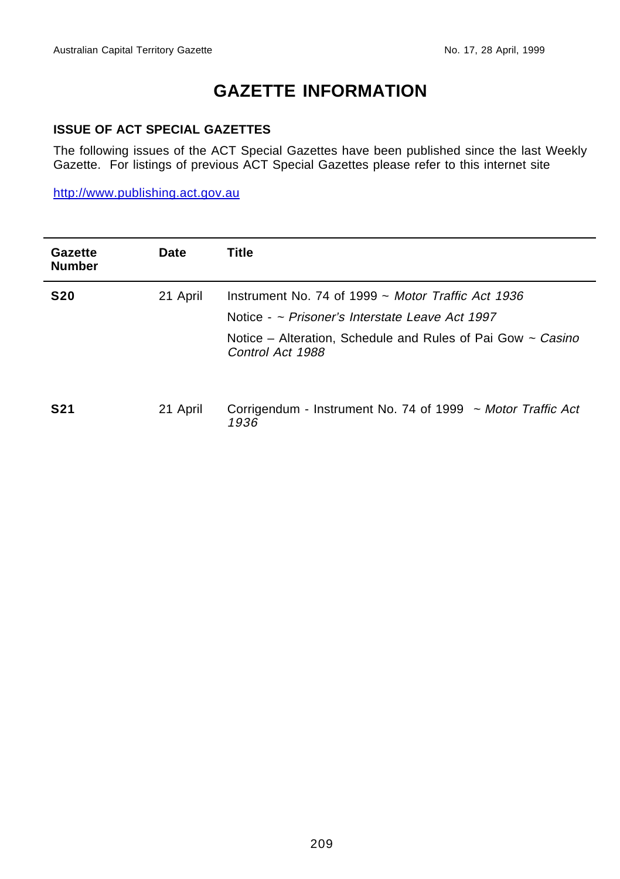# GAZETTE INFORMATION

### ISSUE OF ACT SPECIAL GAZETTES

The following issues of the ACT Special Gazettes have been published since the last Weekly Gazette. For listings of previous ACT Special Gazettes please refer to this internet site

http://www.publishing.act.gov.au

| Gazette Number | Date | Title |
|---|---|---|
| **S20** | 21 April | Instrument No. 74 of 1999 ~ *Motor Traffic Act 1936* |
| | | Notice - ~ *Prisoner's Interstate Leave Act 1997* |
| | | Notice – Alteration, Schedule and Rules of Pai Gow ~ *Casino Control Act 1988* |
| **S21** | 21 April | Corrigendum - Instrument No. 74 of 1999 ~ *Motor Traffic Act 1936* |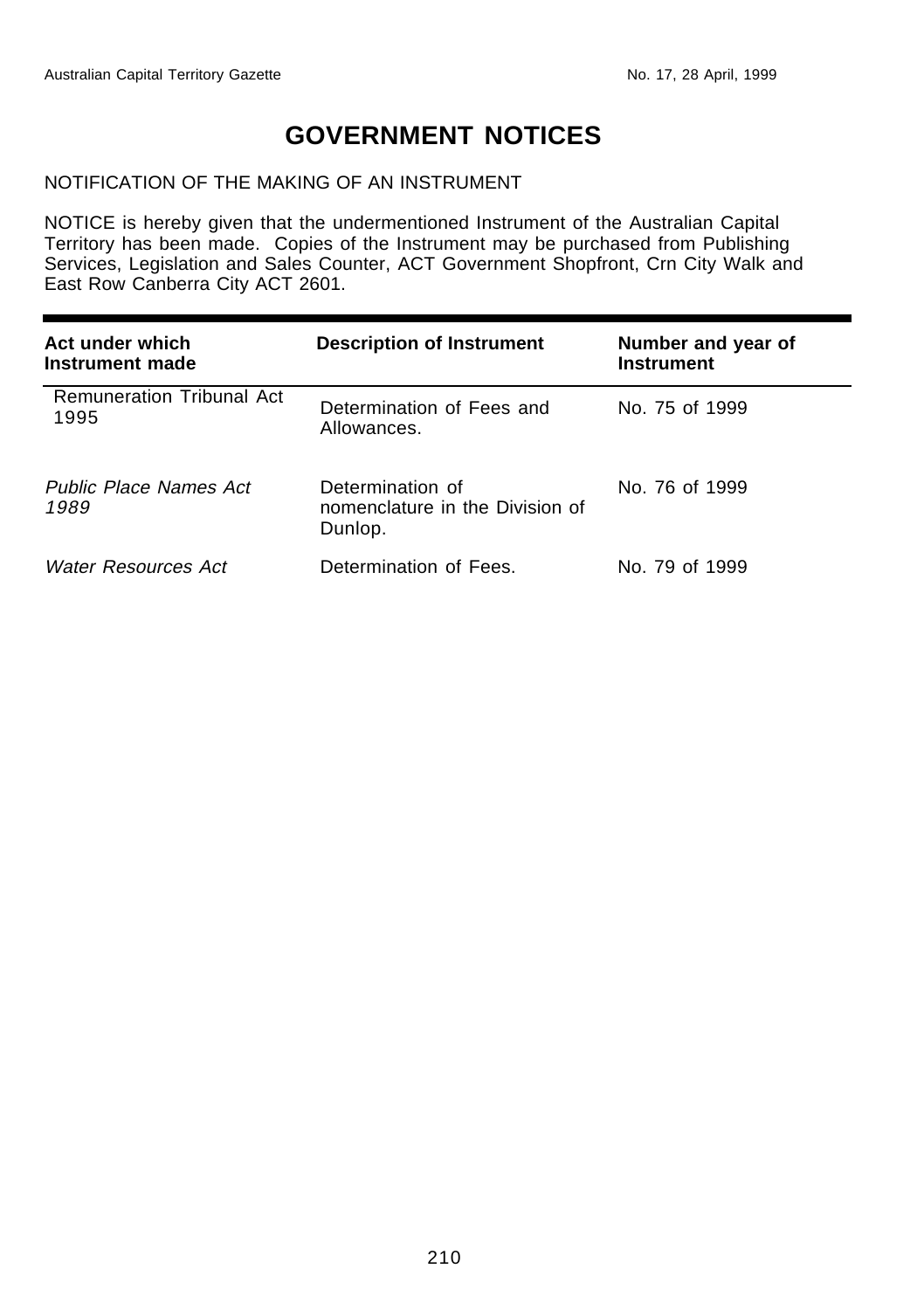# GOVERNMENT NOTICES

NOTIFICATION OF THE MAKING OF AN INSTRUMENT

NOTICE is hereby given that the undermentioned Instrument of the Australian Capital Territory has been made. Copies of the Instrument may be purchased from Publishing Services, Legislation and Sales Counter, ACT Government Shopfront, Crn City Walk and East Row Canberra City ACT 2601.

| Act under which Instrument made | Description of Instrument | Number and year of Instrument |
|---|---|---|
| Remuneration Tribunal Act 1995 | Determination of Fees and Allowances. | No. 75 of 1999 |
| *Public Place Names Act 1989* | Determination of nomenclature in the Division of Dunlop. | No. 76 of 1999 |
| *Water Resources Act* | Determination of Fees. | No. 79 of 1999 |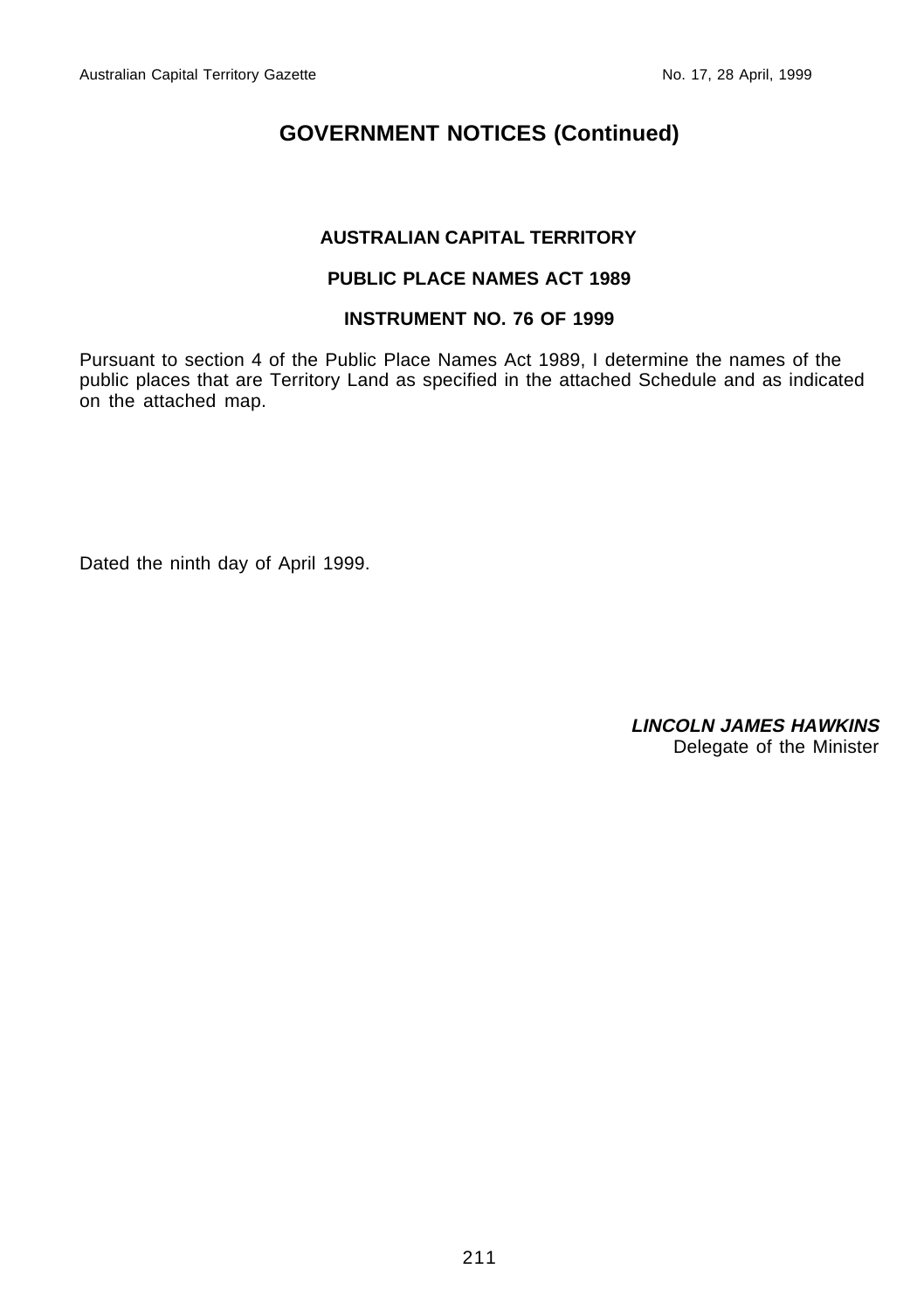# GOVERNMENT NOTICES (Continued)

### AUSTRALIAN CAPITAL TERRITORY

### PUBLIC PLACE NAMES ACT 1989

### INSTRUMENT NO. 76 OF 1999

Pursuant to section 4 of the Public Place Names Act 1989, I determine the names of the public places that are Territory Land as specified in the attached Schedule and as indicated on the attached map.

Dated the ninth day of April 1999.

***LINCOLN JAMES HAWKINS***
Delegate of the Minister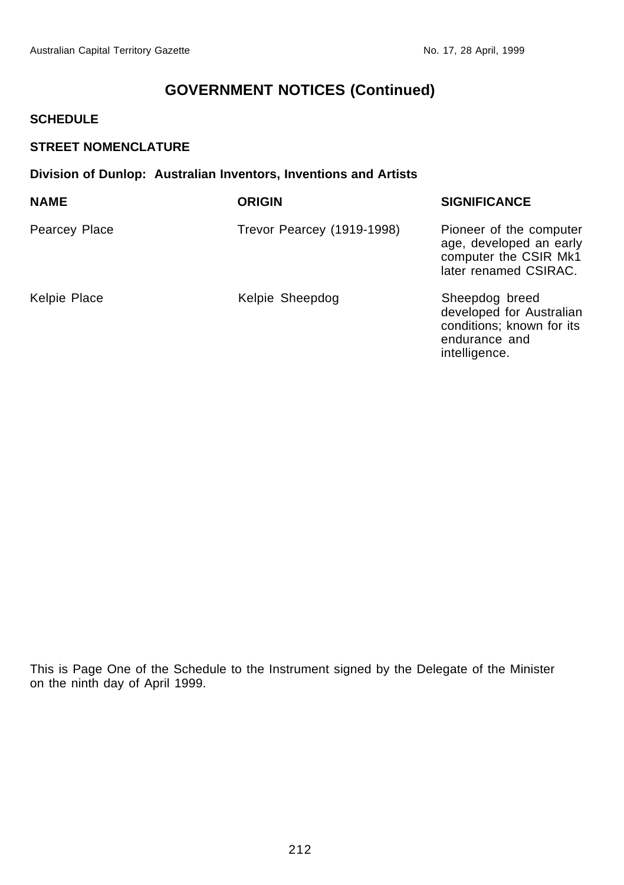## GOVERNMENT NOTICES (Continued)

**SCHEDULE**

**STREET NOMENCLATURE**

**Division of Dunlop: Australian Inventors, Inventions and Artists**

| NAME | ORIGIN | SIGNIFICANCE |
|---|---|---|
| Pearcey Place | Trevor Pearcey (1919-1998) | Pioneer of the computer age, developed an early computer the CSIR Mk1 later renamed CSIRAC. |
| Kelpie Place | Kelpie Sheepdog | Sheepdog breed developed for Australian conditions; known for its endurance and intelligence. |

This is Page One of the Schedule to the Instrument signed by the Delegate of the Minister on the ninth day of April 1999.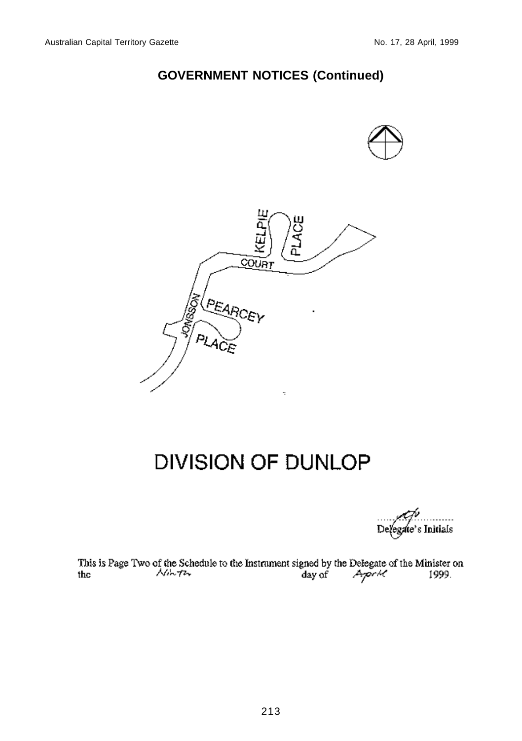## GOVERNMENT NOTICES (Continued)

KELPIE PLACE

COURT

JONSSON

PEARCEY PLACE

# DIVISION OF DUNLOP

Delegate's Initials

This is Page Two of the Schedule to the Instrument signed by the Delegate of the Minister on the Ninth day of April 1999.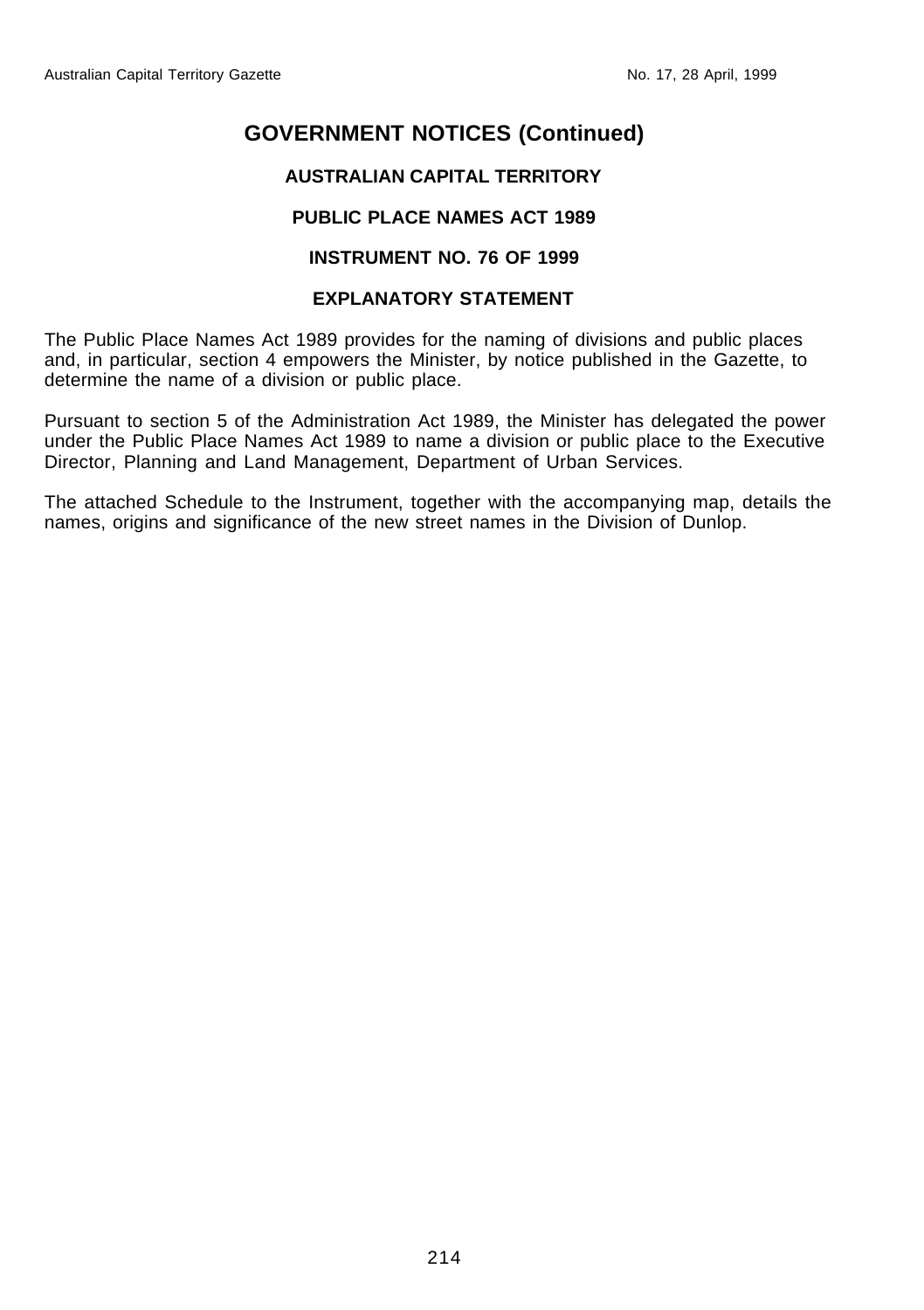# GOVERNMENT NOTICES (Continued)

### AUSTRALIAN CAPITAL TERRITORY

### PUBLIC PLACE NAMES ACT 1989

### INSTRUMENT NO. 76 OF 1999

### EXPLANATORY STATEMENT

The Public Place Names Act 1989 provides for the naming of divisions and public places and, in particular, section 4 empowers the Minister, by notice published in the Gazette, to determine the name of a division or public place.

Pursuant to section 5 of the Administration Act 1989, the Minister has delegated the power under the Public Place Names Act 1989 to name a division or public place to the Executive Director, Planning and Land Management, Department of Urban Services.

The attached Schedule to the Instrument, together with the accompanying map, details the names, origins and significance of the new street names in the Division of Dunlop.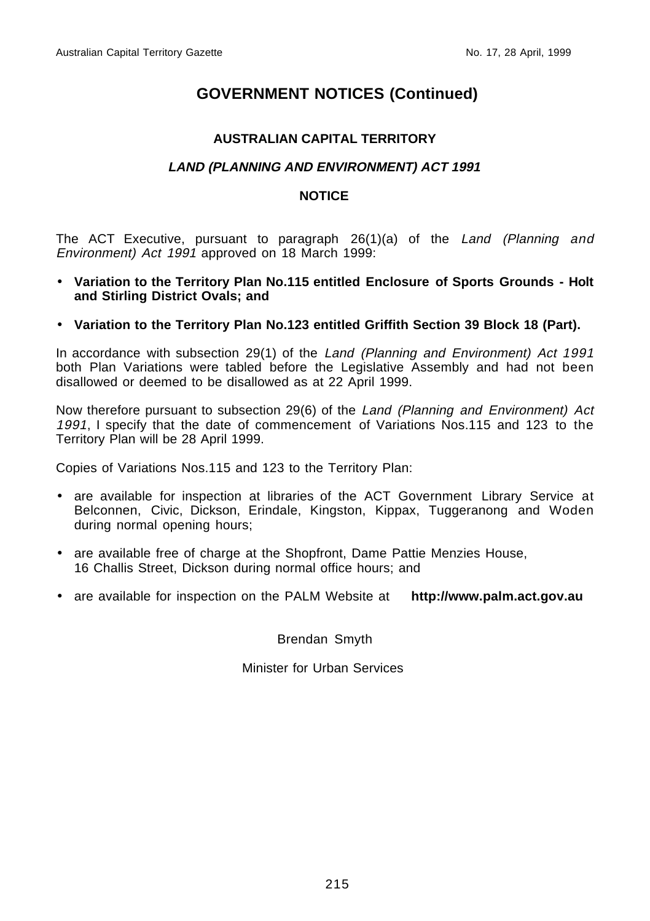# GOVERNMENT NOTICES (Continued)

## AUSTRALIAN CAPITAL TERRITORY

### *LAND (PLANNING AND ENVIRONMENT) ACT 1991*

### NOTICE

The ACT Executive, pursuant to paragraph 26(1)(a) of the *Land (Planning and Environment) Act 1991* approved on 18 March 1999:

- **Variation to the Territory Plan No.115 entitled Enclosure of Sports Grounds - Holt and Stirling District Ovals; and**
- **Variation to the Territory Plan No.123 entitled Griffith Section 39 Block 18 (Part).**

In accordance with subsection 29(1) of the *Land (Planning and Environment) Act 1991* both Plan Variations were tabled before the Legislative Assembly and had not been disallowed or deemed to be disallowed as at 22 April 1999.

Now therefore pursuant to subsection 29(6) of the *Land (Planning and Environment) Act 1991*, I specify that the date of commencement of Variations Nos.115 and 123 to the Territory Plan will be 28 April 1999.

Copies of Variations Nos.115 and 123 to the Territory Plan:

- are available for inspection at libraries of the ACT Government Library Service at Belconnen, Civic, Dickson, Erindale, Kingston, Kippax, Tuggeranong and Woden during normal opening hours;
- are available free of charge at the Shopfront, Dame Pattie Menzies House, 16 Challis Street, Dickson during normal office hours; and
- are available for inspection on the PALM Website at **http://www.palm.act.gov.au**

Brendan Smyth

Minister for Urban Services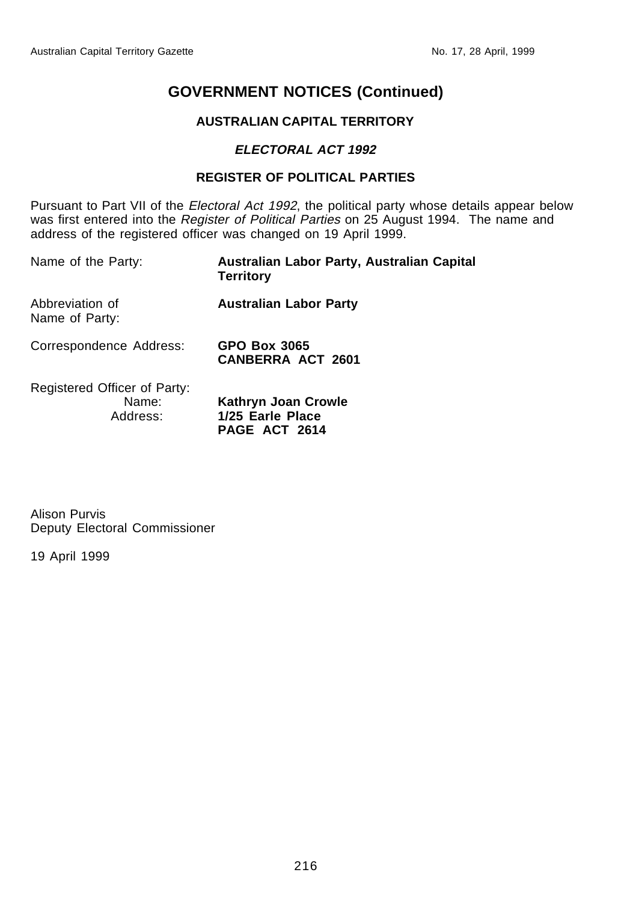# GOVERNMENT NOTICES (Continued)

## AUSTRALIAN CAPITAL TERRITORY

### *ELECTORAL ACT 1992*

### REGISTER OF POLITICAL PARTIES

Pursuant to Part VII of the *Electoral Act 1992*, the political party whose details appear below was first entered into the *Register of Political Parties* on 25 August 1994. The name and address of the registered officer was changed on 19 April 1999.

| | |
|---|---|
| Name of the Party: | **Australian Labor Party, Australian Capital Territory** |
| Abbreviation of Name of Party: | **Australian Labor Party** |
| Correspondence Address: | **GPO Box 3065**<br>**CANBERRA ACT 2601** |
| Registered Officer of Party: | |
| Name: | **Kathryn Joan Crowle** |
| Address: | **1/25 Earle Place**<br>**PAGE ACT 2614** |

Alison Purvis
Deputy Electoral Commissioner

19 April 1999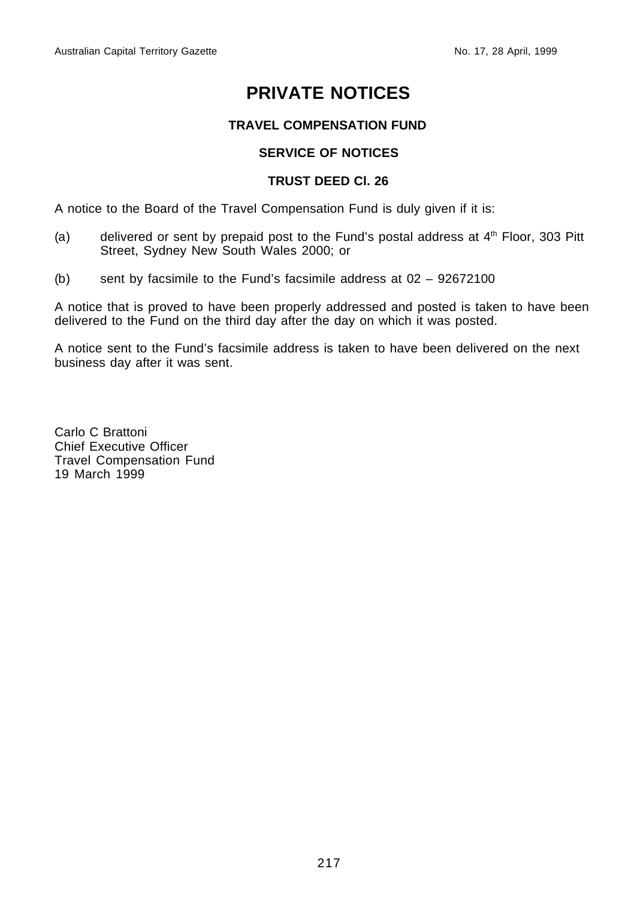# PRIVATE NOTICES

## TRAVEL COMPENSATION FUND

### SERVICE OF NOTICES

### TRUST DEED Cl. 26

A notice to the Board of the Travel Compensation Fund is duly given if it is:

(a) delivered or sent by prepaid post to the Fund's postal address at 4th Floor, 303 Pitt Street, Sydney New South Wales 2000; or

(b) sent by facsimile to the Fund's facsimile address at 02 – 92672100

A notice that is proved to have been properly addressed and posted is taken to have been delivered to the Fund on the third day after the day on which it was posted.

A notice sent to the Fund's facsimile address is taken to have been delivered on the next business day after it was sent.

Carlo C Brattoni
Chief Executive Officer
Travel Compensation Fund
19 March 1999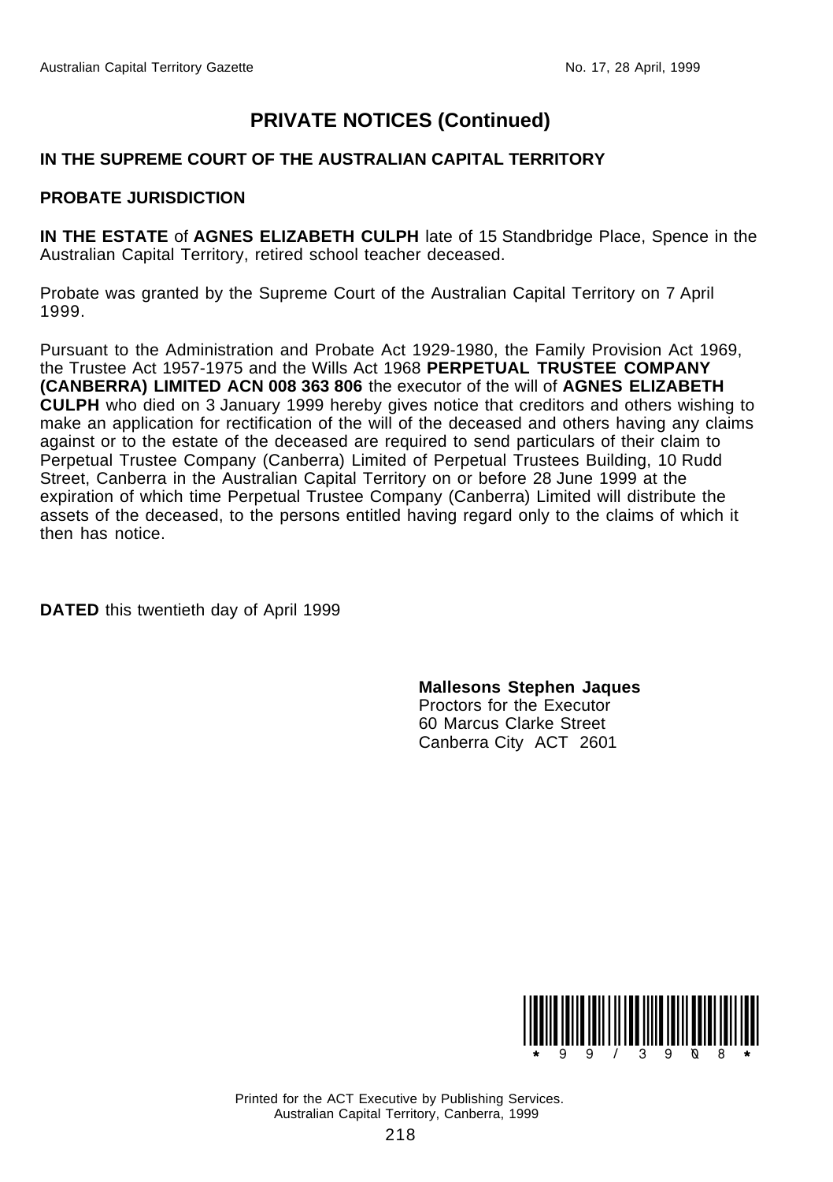## PRIVATE NOTICES (Continued)

**IN THE SUPREME COURT OF THE AUSTRALIAN CAPITAL TERRITORY**

**PROBATE JURISDICTION**

**IN THE ESTATE** of **AGNES ELIZABETH CULPH** late of 15 Standbridge Place, Spence in the Australian Capital Territory, retired school teacher deceased.

Probate was granted by the Supreme Court of the Australian Capital Territory on 7 April 1999.

Pursuant to the Administration and Probate Act 1929-1980, the Family Provision Act 1969, the Trustee Act 1957-1975 and the Wills Act 1968 **PERPETUAL TRUSTEE COMPANY (CANBERRA) LIMITED ACN 008 363 806** the executor of the will of **AGNES ELIZABETH CULPH** who died on 3 January 1999 hereby gives notice that creditors and others wishing to make an application for rectification of the will of the deceased and others having any claims against or to the estate of the deceased are required to send particulars of their claim to Perpetual Trustee Company (Canberra) Limited of Perpetual Trustees Building, 10 Rudd Street, Canberra in the Australian Capital Territory on or before 28 June 1999 at the expiration of which time Perpetual Trustee Company (Canberra) Limited will distribute the assets of the deceased, to the persons entitled having regard only to the claims of which it then has notice.

**DATED** this twentieth day of April 1999

**Mallesons Stephen Jaques**
Proctors for the Executor
60 Marcus Clarke Street
Canberra City ACT 2601

*99/39008*

Printed for the ACT Executive by Publishing Services.
Australian Capital Territory, Canberra, 1999